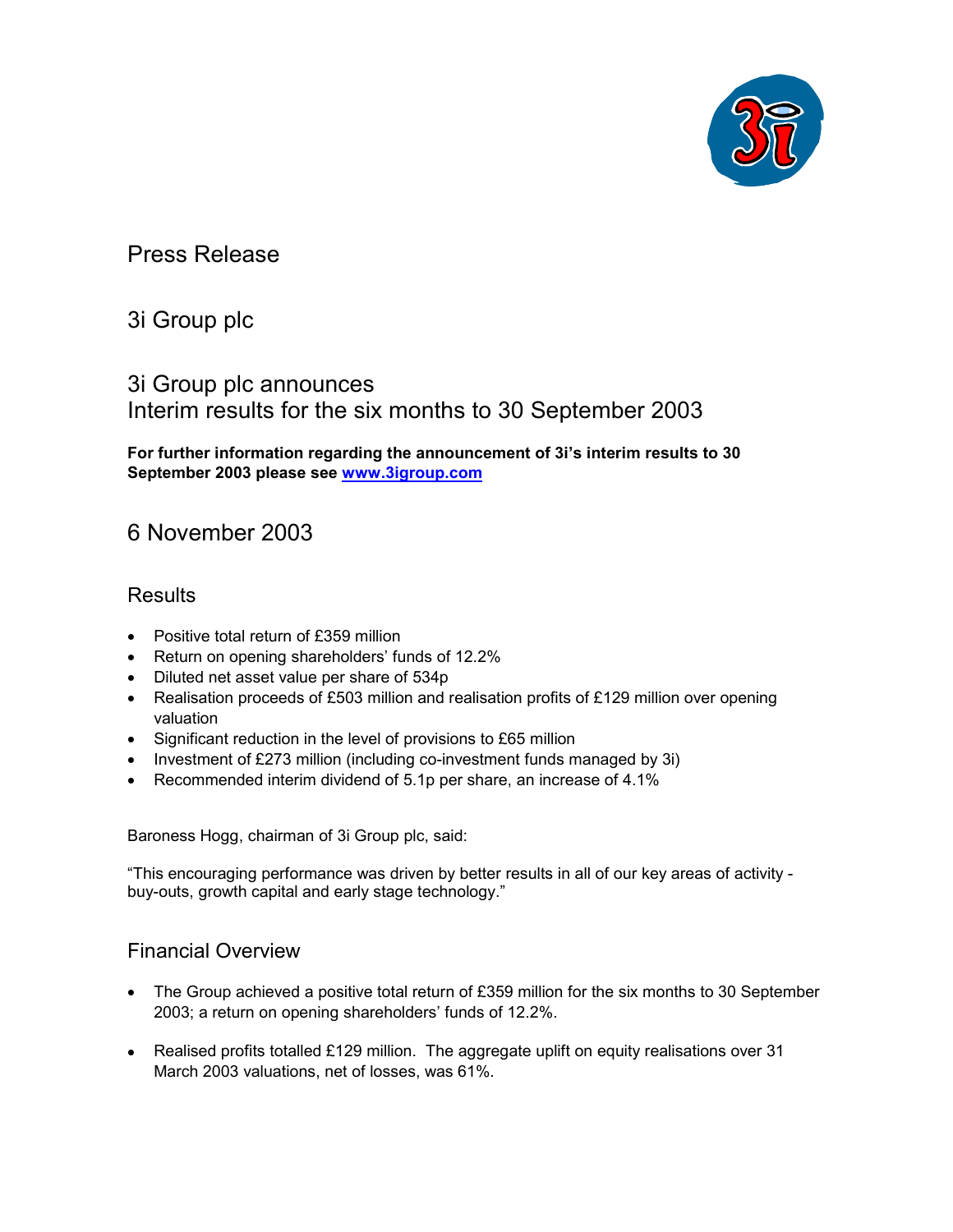# Press Release

## 3i Group plc

## 3i Group plc announces
## Interim results for the six months to 30 September 2003

**For further information regarding the announcement of 3i's interim results to 30 September 2003 please see [www.3igroup.com](http://www.3igroup.com)**

## 6 November 2003

### Results

- Positive total return of £359 million
- Return on opening shareholders' funds of 12.2%
- Diluted net asset value per share of 534p
- Realisation proceeds of £503 million and realisation profits of £129 million over opening valuation
- Significant reduction in the level of provisions to £65 million
- Investment of £273 million (including co-investment funds managed by 3i)
- Recommended interim dividend of 5.1p per share, an increase of 4.1%

Baroness Hogg, chairman of 3i Group plc, said:

"This encouraging performance was driven by better results in all of our key areas of activity - buy-outs, growth capital and early stage technology."

### Financial Overview

- The Group achieved a positive total return of £359 million for the six months to 30 September 2003; a return on opening shareholders' funds of 12.2%.
- Realised profits totalled £129 million. The aggregate uplift on equity realisations over 31 March 2003 valuations, net of losses, was 61%.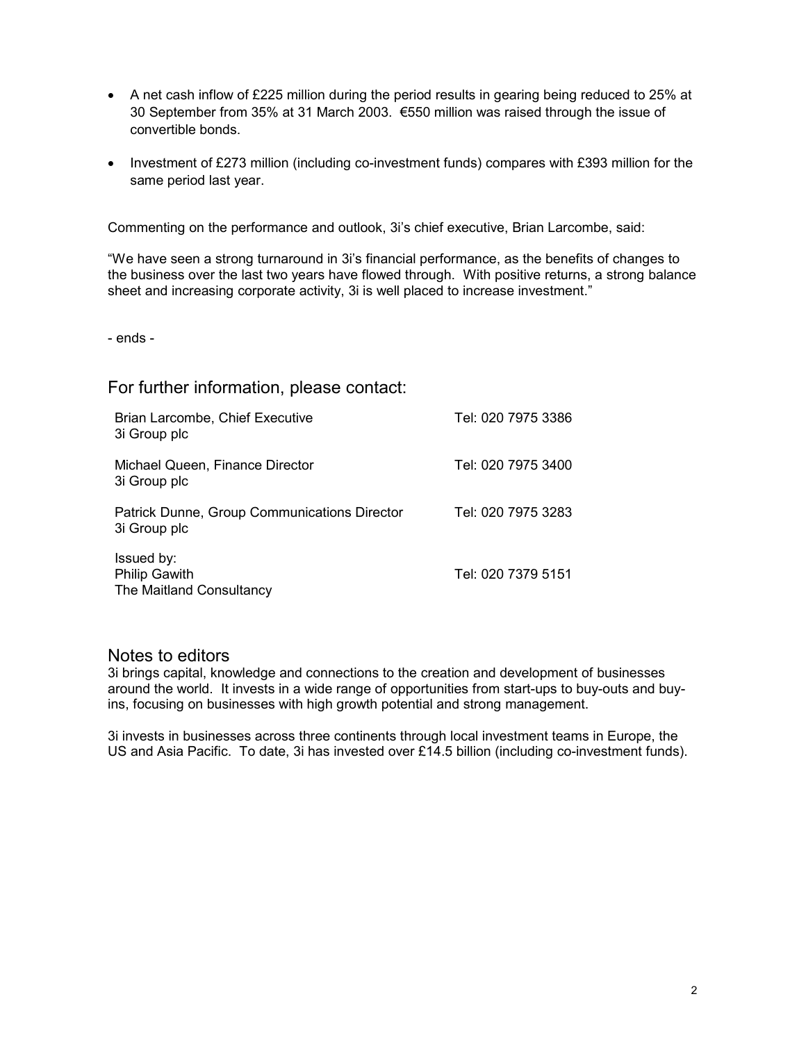- A net cash inflow of £225 million during the period results in gearing being reduced to 25% at 30 September from 35% at 31 March 2003. €550 million was raised through the issue of convertible bonds.
- Investment of £273 million (including co-investment funds) compares with £393 million for the same period last year.

Commenting on the performance and outlook, 3i's chief executive, Brian Larcombe, said:

"We have seen a strong turnaround in 3i's financial performance, as the benefits of changes to the business over the last two years have flowed through. With positive returns, a strong balance sheet and increasing corporate activity, 3i is well placed to increase investment."

- ends -

## For further information, please contact:

| | |
|---|---|
| Brian Larcombe, Chief Executive<br>3i Group plc | Tel: 020 7975 3386 |
| Michael Queen, Finance Director<br>3i Group plc | Tel: 020 7975 3400 |
| Patrick Dunne, Group Communications Director<br>3i Group plc | Tel: 020 7975 3283 |
| Issued by:<br>Philip Gawith<br>The Maitland Consultancy | Tel: 020 7379 5151 |

## Notes to editors

3i brings capital, knowledge and connections to the creation and development of businesses around the world. It invests in a wide range of opportunities from start-ups to buy-outs and buy-ins, focusing on businesses with high growth potential and strong management.

3i invests in businesses across three continents through local investment teams in Europe, the US and Asia Pacific. To date, 3i has invested over £14.5 billion (including co-investment funds).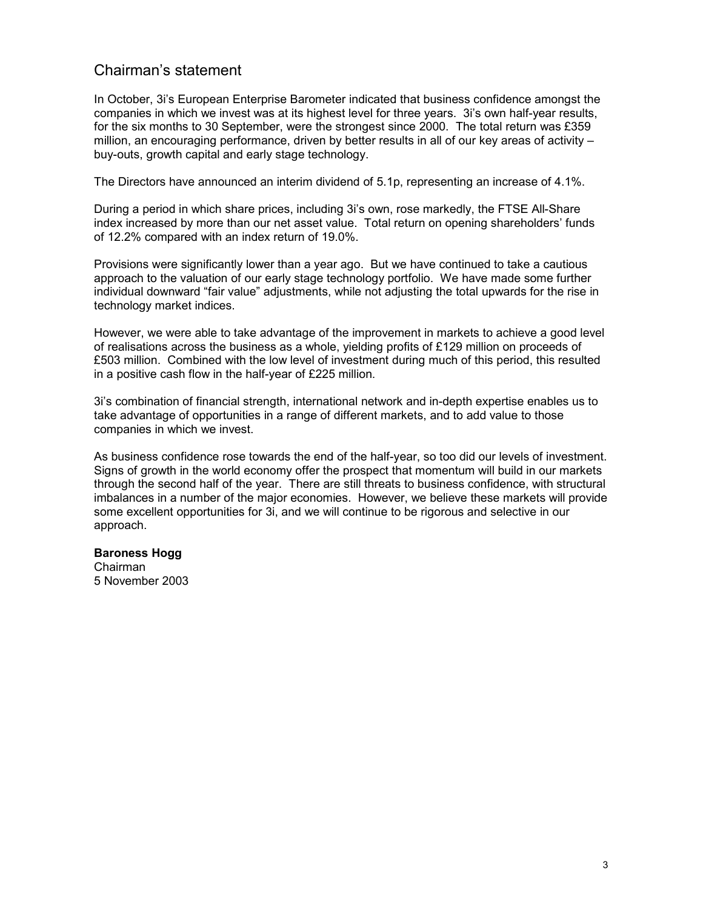# Chairman's statement

In October, 3i's European Enterprise Barometer indicated that business confidence amongst the companies in which we invest was at its highest level for three years. 3i's own half-year results, for the six months to 30 September, were the strongest since 2000. The total return was £359 million, an encouraging performance, driven by better results in all of our key areas of activity – buy-outs, growth capital and early stage technology.

The Directors have announced an interim dividend of 5.1p, representing an increase of 4.1%.

During a period in which share prices, including 3i's own, rose markedly, the FTSE All-Share index increased by more than our net asset value. Total return on opening shareholders' funds of 12.2% compared with an index return of 19.0%.

Provisions were significantly lower than a year ago. But we have continued to take a cautious approach to the valuation of our early stage technology portfolio. We have made some further individual downward "fair value" adjustments, while not adjusting the total upwards for the rise in technology market indices.

However, we were able to take advantage of the improvement in markets to achieve a good level of realisations across the business as a whole, yielding profits of £129 million on proceeds of £503 million. Combined with the low level of investment during much of this period, this resulted in a positive cash flow in the half-year of £225 million.

3i's combination of financial strength, international network and in-depth expertise enables us to take advantage of opportunities in a range of different markets, and to add value to those companies in which we invest.

As business confidence rose towards the end of the half-year, so too did our levels of investment. Signs of growth in the world economy offer the prospect that momentum will build in our markets through the second half of the year. There are still threats to business confidence, with structural imbalances in a number of the major economies. However, we believe these markets will provide some excellent opportunities for 3i, and we will continue to be rigorous and selective in our approach.

**Baroness Hogg**
Chairman
5 November 2003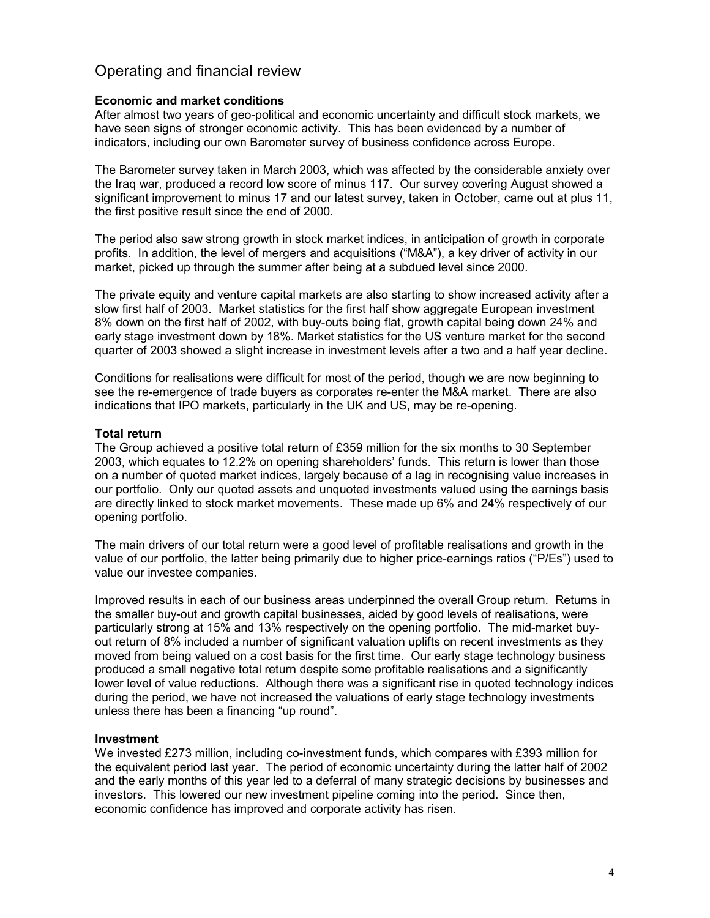# Operating and financial review

### Economic and market conditions

After almost two years of geo-political and economic uncertainty and difficult stock markets, we have seen signs of stronger economic activity. This has been evidenced by a number of indicators, including our own Barometer survey of business confidence across Europe.

The Barometer survey taken in March 2003, which was affected by the considerable anxiety over the Iraq war, produced a record low score of minus 117. Our survey covering August showed a significant improvement to minus 17 and our latest survey, taken in October, came out at plus 11, the first positive result since the end of 2000.

The period also saw strong growth in stock market indices, in anticipation of growth in corporate profits. In addition, the level of mergers and acquisitions ("M&A"), a key driver of activity in our market, picked up through the summer after being at a subdued level since 2000.

The private equity and venture capital markets are also starting to show increased activity after a slow first half of 2003. Market statistics for the first half show aggregate European investment 8% down on the first half of 2002, with buy-outs being flat, growth capital being down 24% and early stage investment down by 18%. Market statistics for the US venture market for the second quarter of 2003 showed a slight increase in investment levels after a two and a half year decline.

Conditions for realisations were difficult for most of the period, though we are now beginning to see the re-emergence of trade buyers as corporates re-enter the M&A market. There are also indications that IPO markets, particularly in the UK and US, may be re-opening.

### Total return

The Group achieved a positive total return of £359 million for the six months to 30 September 2003, which equates to 12.2% on opening shareholders' funds. This return is lower than those on a number of quoted market indices, largely because of a lag in recognising value increases in our portfolio. Only our quoted assets and unquoted investments valued using the earnings basis are directly linked to stock market movements. These made up 6% and 24% respectively of our opening portfolio.

The main drivers of our total return were a good level of profitable realisations and growth in the value of our portfolio, the latter being primarily due to higher price-earnings ratios ("P/Es") used to value our investee companies.

Improved results in each of our business areas underpinned the overall Group return. Returns in the smaller buy-out and growth capital businesses, aided by good levels of realisations, were particularly strong at 15% and 13% respectively on the opening portfolio. The mid-market buy-out return of 8% included a number of significant valuation uplifts on recent investments as they moved from being valued on a cost basis for the first time. Our early stage technology business produced a small negative total return despite some profitable realisations and a significantly lower level of value reductions. Although there was a significant rise in quoted technology indices during the period, we have not increased the valuations of early stage technology investments unless there has been a financing "up round".

### Investment

We invested £273 million, including co-investment funds, which compares with £393 million for the equivalent period last year. The period of economic uncertainty during the latter half of 2002 and the early months of this year led to a deferral of many strategic decisions by businesses and investors. This lowered our new investment pipeline coming into the period. Since then, economic confidence has improved and corporate activity has risen.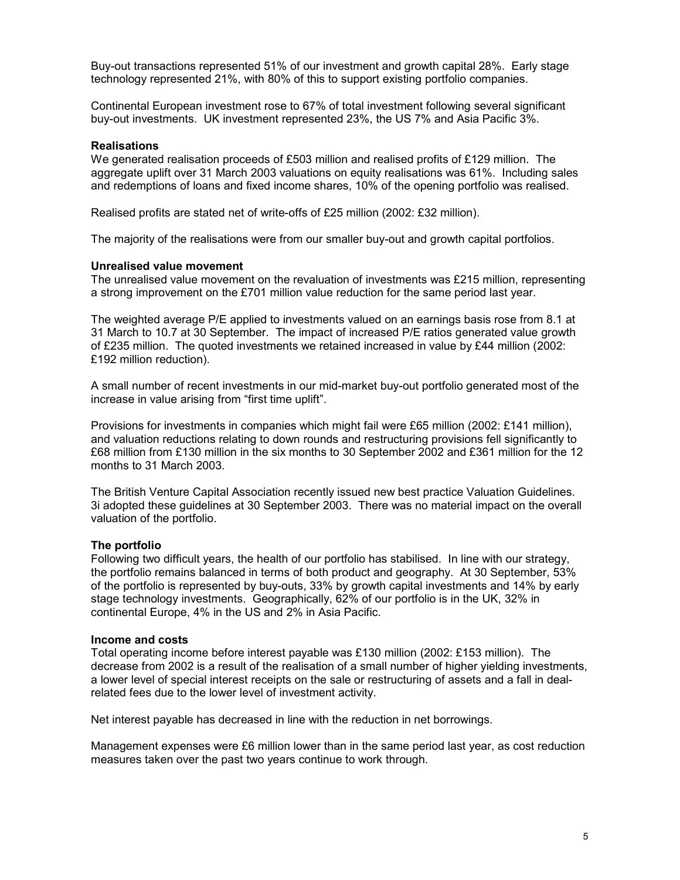Buy-out transactions represented 51% of our investment and growth capital 28%. Early stage technology represented 21%, with 80% of this to support existing portfolio companies.

Continental European investment rose to 67% of total investment following several significant buy-out investments. UK investment represented 23%, the US 7% and Asia Pacific 3%.

**Realisations**

We generated realisation proceeds of £503 million and realised profits of £129 million. The aggregate uplift over 31 March 2003 valuations on equity realisations was 61%. Including sales and redemptions of loans and fixed income shares, 10% of the opening portfolio was realised.

Realised profits are stated net of write-offs of £25 million (2002: £32 million).

The majority of the realisations were from our smaller buy-out and growth capital portfolios.

**Unrealised value movement**

The unrealised value movement on the revaluation of investments was £215 million, representing a strong improvement on the £701 million value reduction for the same period last year.

The weighted average P/E applied to investments valued on an earnings basis rose from 8.1 at 31 March to 10.7 at 30 September. The impact of increased P/E ratios generated value growth of £235 million. The quoted investments we retained increased in value by £44 million (2002: £192 million reduction).

A small number of recent investments in our mid-market buy-out portfolio generated most of the increase in value arising from "first time uplift".

Provisions for investments in companies which might fail were £65 million (2002: £141 million), and valuation reductions relating to down rounds and restructuring provisions fell significantly to £68 million from £130 million in the six months to 30 September 2002 and £361 million for the 12 months to 31 March 2003.

The British Venture Capital Association recently issued new best practice Valuation Guidelines. 3i adopted these guidelines at 30 September 2003. There was no material impact on the overall valuation of the portfolio.

**The portfolio**

Following two difficult years, the health of our portfolio has stabilised. In line with our strategy, the portfolio remains balanced in terms of both product and geography. At 30 September, 53% of the portfolio is represented by buy-outs, 33% by growth capital investments and 14% by early stage technology investments. Geographically, 62% of our portfolio is in the UK, 32% in continental Europe, 4% in the US and 2% in Asia Pacific.

**Income and costs**

Total operating income before interest payable was £130 million (2002: £153 million). The decrease from 2002 is a result of the realisation of a small number of higher yielding investments, a lower level of special interest receipts on the sale or restructuring of assets and a fall in deal-related fees due to the lower level of investment activity.

Net interest payable has decreased in line with the reduction in net borrowings.

Management expenses were £6 million lower than in the same period last year, as cost reduction measures taken over the past two years continue to work through.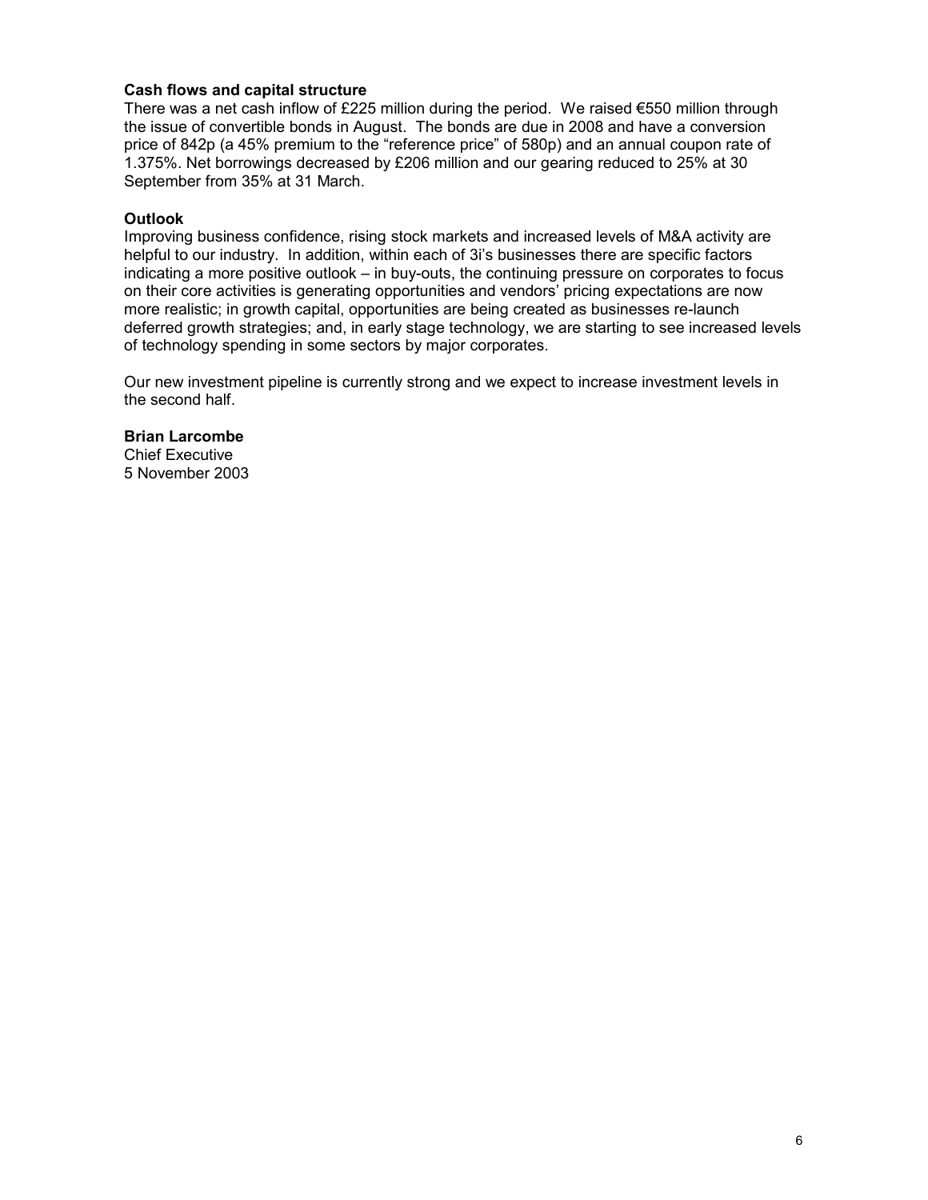**Cash flows and capital structure**

There was a net cash inflow of £225 million during the period. We raised €550 million through the issue of convertible bonds in August. The bonds are due in 2008 and have a conversion price of 842p (a 45% premium to the "reference price" of 580p) and an annual coupon rate of 1.375%. Net borrowings decreased by £206 million and our gearing reduced to 25% at 30 September from 35% at 31 March.

**Outlook**

Improving business confidence, rising stock markets and increased levels of M&A activity are helpful to our industry. In addition, within each of 3i's businesses there are specific factors indicating a more positive outlook – in buy-outs, the continuing pressure on corporates to focus on their core activities is generating opportunities and vendors' pricing expectations are now more realistic; in growth capital, opportunities are being created as businesses re-launch deferred growth strategies; and, in early stage technology, we are starting to see increased levels of technology spending in some sectors by major corporates.

Our new investment pipeline is currently strong and we expect to increase investment levels in the second half.

**Brian Larcombe**
Chief Executive
5 November 2003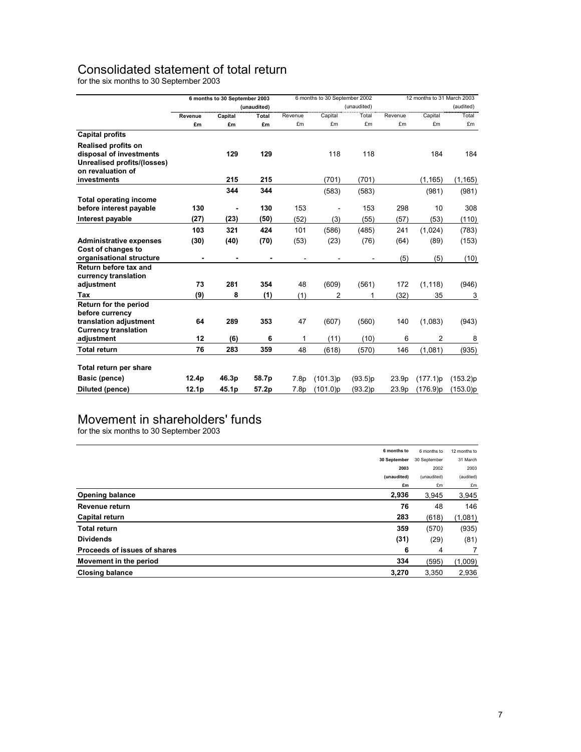# Consolidated statement of total return

for the six months to 30 September 2003

| | 6 months to 30 September 2003 (unaudited) | | | 6 months to 30 September 2002 (unaudited) | | | 12 months to 31 March 2003 (audited) | | |
|---|---|---|---|---|---|---|---|---|---|
| | **Revenue** | **Capital** | **Total** | Revenue | Capital | Total | Revenue | Capital | Total |
| | **£m** | **£m** | **£m** | £m | £m | £m | £m | £m | £m |
| **Capital profits** | | | | | | | | | |
| **Realised profits on disposal of investments** | | **129** | **129** | | 118 | 118 | | 184 | 184 |
| **Unrealised profits/(losses) on revaluation of investments** | | **215** | **215** | | (701) | (701) | | (1,165) | (1,165) |
| | | **344** | **344** | | (583) | (583) | | (981) | (981) |
| **Total operating income before interest payable** | **130** | **-** | **130** | 153 | - | 153 | 298 | 10 | 308 |
| **Interest payable** | **(27)** | **(23)** | **(50)** | (52) | (3) | (55) | (57) | (53) | (110) |
| | **103** | **321** | **424** | 101 | (586) | (485) | 241 | (1,024) | (783) |
| **Administrative expenses** | **(30)** | **(40)** | **(70)** | (53) | (23) | (76) | (64) | (89) | (153) |
| **Cost of changes to organisational structure** | **-** | **-** | **-** | - | - | - | (5) | (5) | (10) |
| **Return before tax and currency translation adjustment** | **73** | **281** | **354** | 48 | (609) | (561) | 172 | (1,118) | (946) |
| **Tax** | **(9)** | **8** | **(1)** | (1) | 2 | 1 | (32) | 35 | 3 |
| **Return for the period before currency translation adjustment** | **64** | **289** | **353** | 47 | (607) | (560) | 140 | (1,083) | (943) |
| **Currency translation adjustment** | **12** | **(6)** | **6** | 1 | (11) | (10) | 6 | 2 | 8 |
| **Total return** | **76** | **283** | **359** | 48 | (618) | (570) | 146 | (1,081) | (935) |
| **Total return per share** | | | | | | | | | |
| **Basic (pence)** | **12.4p** | **46.3p** | **58.7p** | 7.8p | (101.3)p | (93.5)p | 23.9p | (177.1)p | (153.2)p |
| **Diluted (pence)** | **12.1p** | **45.1p** | **57.2p** | 7.8p | (101.0)p | (93.2)p | 23.9p | (176.9)p | (153.0)p |

# Movement in shareholders' funds

for the six months to 30 September 2003

| | **6 months to 30 September 2003 (unaudited) £m** | 6 months to 30 September 2002 (unaudited) £m | 12 months to 31 March 2003 (audited) £m |
|---|---|---|---|
| **Opening balance** | **2,936** | 3,945 | 3,945 |
| **Revenue return** | **76** | 48 | 146 |
| **Capital return** | **283** | (618) | (1,081) |
| **Total return** | **359** | (570) | (935) |
| **Dividends** | **(31)** | (29) | (81) |
| **Proceeds of issues of shares** | **6** | 4 | 7 |
| **Movement in the period** | **334** | (595) | (1,009) |
| **Closing balance** | **3,270** | 3,350 | 2,936 |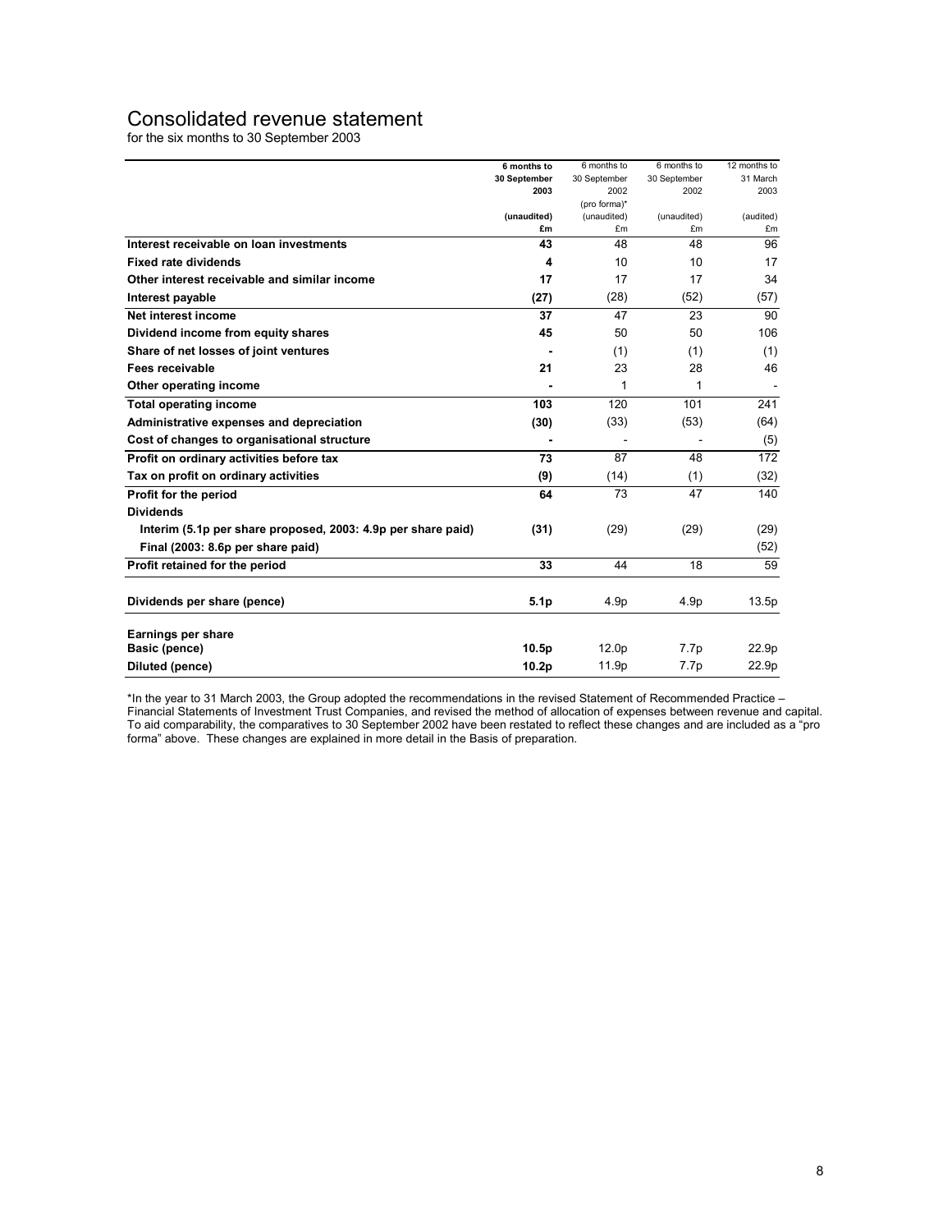# Consolidated revenue statement

for the six months to 30 September 2003

| | **6 months to 30 September 2003** | 6 months to 30 September 2002 (pro forma)* | 6 months to 30 September 2002 | 12 months to 31 March 2003 |
|---|---|---|---|---|
| | **(unaudited)** | (unaudited) | (unaudited) | (audited) |
| | **£m** | £m | £m | £m |
| **Interest receivable on loan investments** | **43** | 48 | 48 | 96 |
| **Fixed rate dividends** | **4** | 10 | 10 | 17 |
| **Other interest receivable and similar income** | **17** | 17 | 17 | 34 |
| **Interest payable** | **(27)** | (28) | (52) | (57) |
| **Net interest income** | **37** | 47 | 23 | 90 |
| **Dividend income from equity shares** | **45** | 50 | 50 | 106 |
| **Share of net losses of joint ventures** | **-** | (1) | (1) | (1) |
| **Fees receivable** | **21** | 23 | 28 | 46 |
| **Other operating income** | **-** | 1 | 1 | - |
| **Total operating income** | **103** | 120 | 101 | 241 |
| **Administrative expenses and depreciation** | **(30)** | (33) | (53) | (64) |
| **Cost of changes to organisational structure** | **-** | - | - | (5) |
| **Profit on ordinary activities before tax** | **73** | 87 | 48 | 172 |
| **Tax on profit on ordinary activities** | **(9)** | (14) | (1) | (32) |
| **Profit for the period** | **64** | 73 | 47 | 140 |
| **Dividends** | | | | |
| **Interim (5.1p per share proposed, 2003: 4.9p per share paid)** | **(31)** | (29) | (29) | (29) |
| **Final (2003: 8.6p per share paid)** | | | | (52) |
| **Profit retained for the period** | **33** | 44 | 18 | 59 |
| | | | | |
| **Dividends per share (pence)** | **5.1p** | 4.9p | 4.9p | 13.5p |
| | | | | |
| **Earnings per share** | | | | |
| **Basic (pence)** | **10.5p** | 12.0p | 7.7p | 22.9p |
| **Diluted (pence)** | **10.2p** | 11.9p | 7.7p | 22.9p |

*In the year to 31 March 2003, the Group adopted the recommendations in the revised Statement of Recommended Practice – Financial Statements of Investment Trust Companies, and revised the method of allocation of expenses between revenue and capital. To aid comparability, the comparatives to 30 September 2002 have been restated to reflect these changes and are included as a "pro forma" above. These changes are explained in more detail in the Basis of preparation.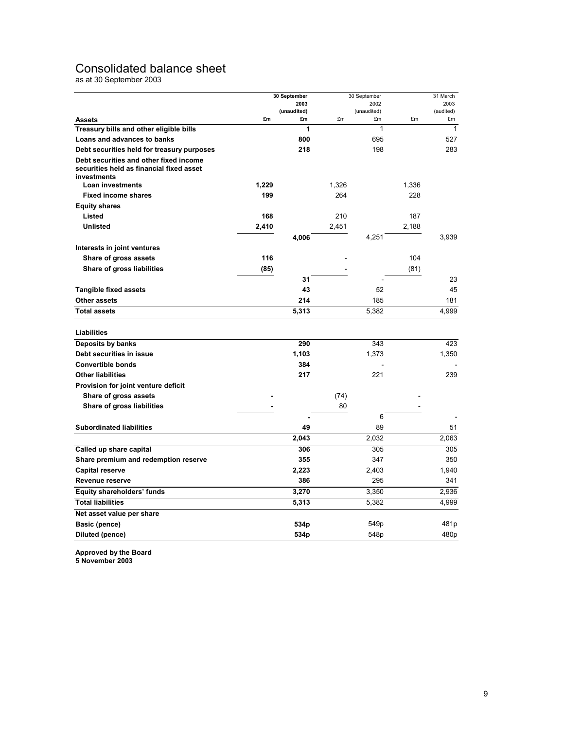# Consolidated balance sheet

as at 30 September 2003

| | 30 September 2003 (unaudited) | | 30 September 2002 (unaudited) | | 31 March 2003 (audited) | |
|---|---|---|---|---|---|---|
| **Assets** | £m | £m | £m | £m | £m | £m |
| **Treasury bills and other eligible bills** | | **1** | | 1 | | 1 |
| **Loans and advances to banks** | | **800** | | 695 | | 527 |
| **Debt securities held for treasury purposes** | | **218** | | 198 | | 283 |
| **Debt securities and other fixed income securities held as financial fixed asset investments** | | | | | | |
| **Loan investments** | **1,229** | | 1,326 | | 1,336 | |
| **Fixed income shares** | **199** | | 264 | | 228 | |
| **Equity shares** | | | | | | |
| **Listed** | **168** | | 210 | | 187 | |
| **Unlisted** | **2,410** | | 2,451 | | 2,188 | |
| | | **4,006** | | 4,251 | | 3,939 |
| **Interests in joint ventures** | | | | | | |
| **Share of gross assets** | **116** | | - | | 104 | |
| **Share of gross liabilities** | **(85)** | | - | | (81) | |
| | | **31** | | - | | 23 |
| **Tangible fixed assets** | | **43** | | 52 | | 45 |
| **Other assets** | | **214** | | 185 | | 181 |
| **Total assets** | | **5,313** | | 5,382 | | 4,999 |
| | | | | | | |
| **Liabilities** | | | | | | |
| **Deposits by banks** | | **290** | | 343 | | 423 |
| **Debt securities in issue** | | **1,103** | | 1,373 | | 1,350 |
| **Convertible bonds** | | **384** | | - | | - |
| **Other liabilities** | | **217** | | 221 | | 239 |
| **Provision for joint venture deficit** | | | | | | |
| **Share of gross assets** | **-** | | (74) | | - | |
| **Share of gross liabilities** | **-** | | 80 | | - | |
| | | **-** | | 6 | | - |
| **Subordinated liabilities** | | **49** | | 89 | | 51 |
| | | **2,043** | | 2,032 | | 2,063 |
| **Called up share capital** | | **306** | | 305 | | 305 |
| **Share premium and redemption reserve** | | **355** | | 347 | | 350 |
| **Capital reserve** | | **2,223** | | 2,403 | | 1,940 |
| **Revenue reserve** | | **386** | | 295 | | 341 |
| **Equity shareholders' funds** | | **3,270** | | 3,350 | | 2,936 |
| **Total liabilities** | | **5,313** | | 5,382 | | 4,999 |
| **Net asset value per share** | | | | | | |
| **Basic (pence)** | | **534p** | | 549p | | 481p |
| **Diluted (pence)** | | **534p** | | 548p | | 480p |

**Approved by the Board**
**5 November 2003**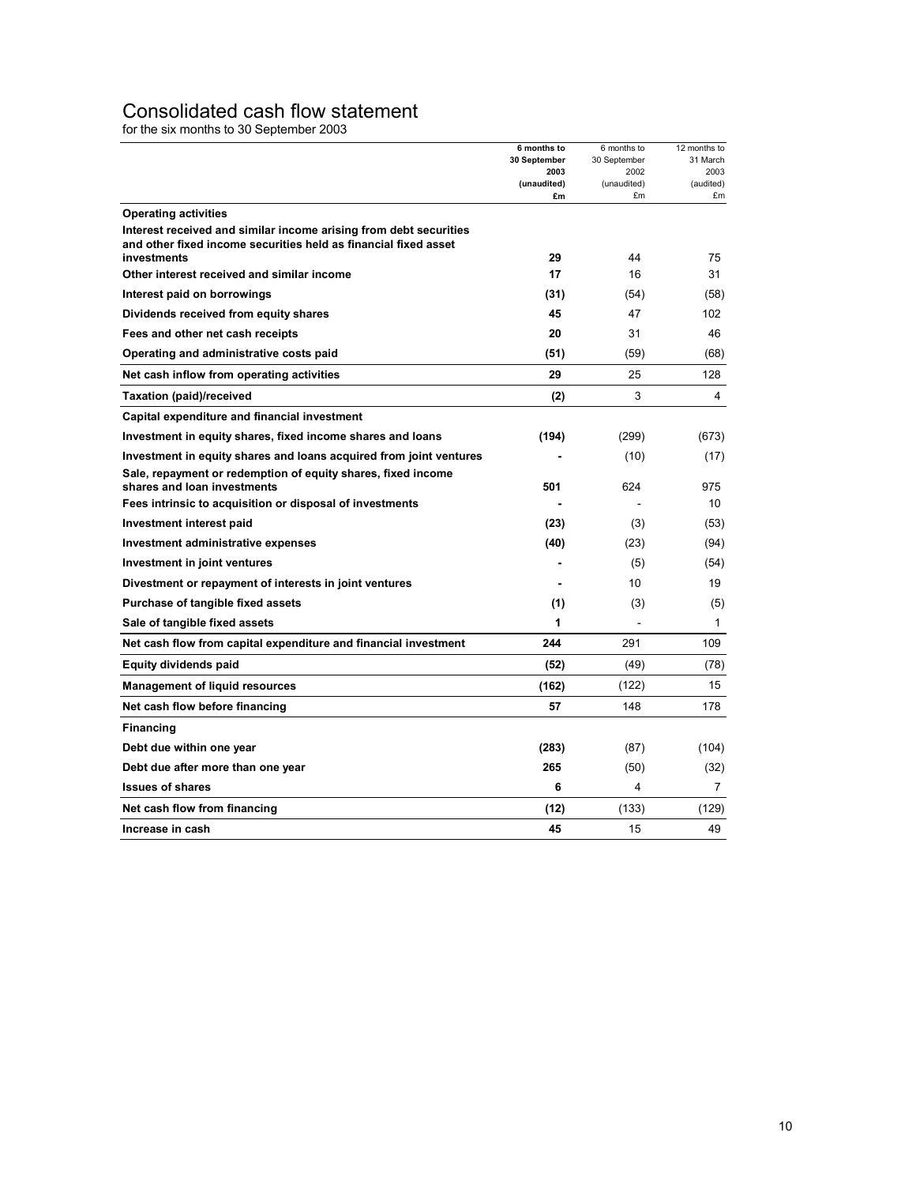# Consolidated cash flow statement

for the six months to 30 September 2003

| | **6 months to 30 September 2003 (unaudited) £m** | 6 months to 30 September 2002 (unaudited) £m | 12 months to 31 March 2003 (audited) £m |
|---|---|---|---|
| **Operating activities** | | | |
| **Interest received and similar income arising from debt securities and other fixed income securities held as financial fixed asset investments** | **29** | 44 | 75 |
| **Other interest received and similar income** | **17** | 16 | 31 |
| **Interest paid on borrowings** | **(31)** | (54) | (58) |
| **Dividends received from equity shares** | **45** | 47 | 102 |
| **Fees and other net cash receipts** | **20** | 31 | 46 |
| **Operating and administrative costs paid** | **(51)** | (59) | (68) |
| **Net cash inflow from operating activities** | **29** | 25 | 128 |
| **Taxation (paid)/received** | **(2)** | 3 | 4 |
| **Capital expenditure and financial investment** | | | |
| **Investment in equity shares, fixed income shares and loans** | **(194)** | (299) | (673) |
| **Investment in equity shares and loans acquired from joint ventures** | **-** | (10) | (17) |
| **Sale, repayment or redemption of equity shares, fixed income shares and loan investments** | **501** | 624 | 975 |
| **Fees intrinsic to acquisition or disposal of investments** | **-** | - | 10 |
| **Investment interest paid** | **(23)** | (3) | (53) |
| **Investment administrative expenses** | **(40)** | (23) | (94) |
| **Investment in joint ventures** | **-** | (5) | (54) |
| **Divestment or repayment of interests in joint ventures** | **-** | 10 | 19 |
| **Purchase of tangible fixed assets** | **(1)** | (3) | (5) |
| **Sale of tangible fixed assets** | **1** | - | 1 |
| **Net cash flow from capital expenditure and financial investment** | **244** | 291 | 109 |
| **Equity dividends paid** | **(52)** | (49) | (78) |
| **Management of liquid resources** | **(162)** | (122) | 15 |
| **Net cash flow before financing** | **57** | 148 | 178 |
| **Financing** | | | |
| **Debt due within one year** | **(283)** | (87) | (104) |
| **Debt due after more than one year** | **265** | (50) | (32) |
| **Issues of shares** | **6** | 4 | 7 |
| **Net cash flow from financing** | **(12)** | (133) | (129) |
| **Increase in cash** | **45** | 15 | 49 |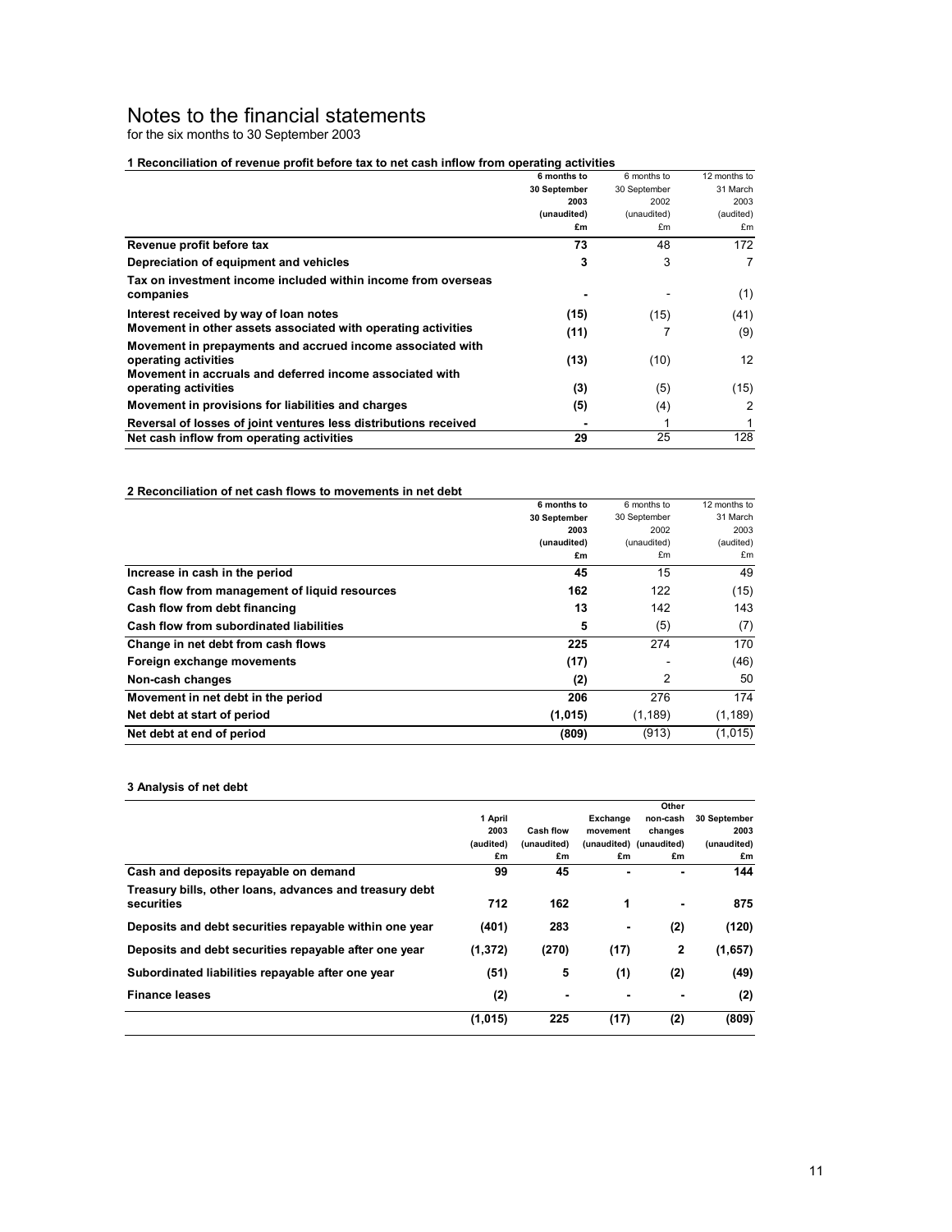# Notes to the financial statements

for the six months to 30 September 2003

**1 Reconciliation of revenue profit before tax to net cash inflow from operating activities**

| | 6 months to 30 September 2003 (unaudited) £m | 6 months to 30 September 2002 (unaudited) £m | 12 months to 31 March 2003 (audited) £m |
|---|---|---|---|
| **Revenue profit before tax** | **73** | 48 | 172 |
| **Depreciation of equipment and vehicles** | **3** | 3 | 7 |
| **Tax on investment income included within income from overseas companies** | **-** | - | (1) |
| **Interest received by way of loan notes** | **(15)** | (15) | (41) |
| **Movement in other assets associated with operating activities** | **(11)** | 7 | (9) |
| **Movement in prepayments and accrued income associated with operating activities** | **(13)** | (10) | 12 |
| **Movement in accruals and deferred income associated with operating activities** | **(3)** | (5) | (15) |
| **Movement in provisions for liabilities and charges** | **(5)** | (4) | 2 |
| **Reversal of losses of joint ventures less distributions received** | **-** | 1 | 1 |
| **Net cash inflow from operating activities** | **29** | 25 | 128 |

**2 Reconciliation of net cash flows to movements in net debt**

| | 6 months to 30 September 2003 (unaudited) £m | 6 months to 30 September 2002 (unaudited) £m | 12 months to 31 March 2003 (audited) £m |
|---|---|---|---|
| **Increase in cash in the period** | **45** | 15 | 49 |
| **Cash flow from management of liquid resources** | **162** | 122 | (15) |
| **Cash flow from debt financing** | **13** | 142 | 143 |
| **Cash flow from subordinated liabilities** | **5** | (5) | (7) |
| **Change in net debt from cash flows** | **225** | 274 | 170 |
| **Foreign exchange movements** | **(17)** | - | (46) |
| **Non-cash changes** | **(2)** | 2 | 50 |
| **Movement in net debt in the period** | **206** | 276 | 174 |
| **Net debt at start of period** | **(1,015)** | (1,189) | (1,189) |
| **Net debt at end of period** | **(809)** | (913) | (1,015) |

**3 Analysis of net debt**

| | 1 April 2003 (audited) £m | Cash flow (unaudited) £m | Exchange movement (unaudited) £m | Other non-cash changes (unaudited) £m | 30 September 2003 (unaudited) £m |
|---|---|---|---|---|---|
| **Cash and deposits repayable on demand** | **99** | **45** | **-** | **-** | **144** |
| **Treasury bills, other loans, advances and treasury debt securities** | **712** | **162** | **1** | **-** | **875** |
| **Deposits and debt securities repayable within one year** | **(401)** | **283** | **-** | **(2)** | **(120)** |
| **Deposits and debt securities repayable after one year** | **(1,372)** | **(270)** | **(17)** | **2** | **(1,657)** |
| **Subordinated liabilities repayable after one year** | **(51)** | **5** | **(1)** | **(2)** | **(49)** |
| **Finance leases** | **(2)** | **-** | **-** | **-** | **(2)** |
| | **(1,015)** | **225** | **(17)** | **(2)** | **(809)** |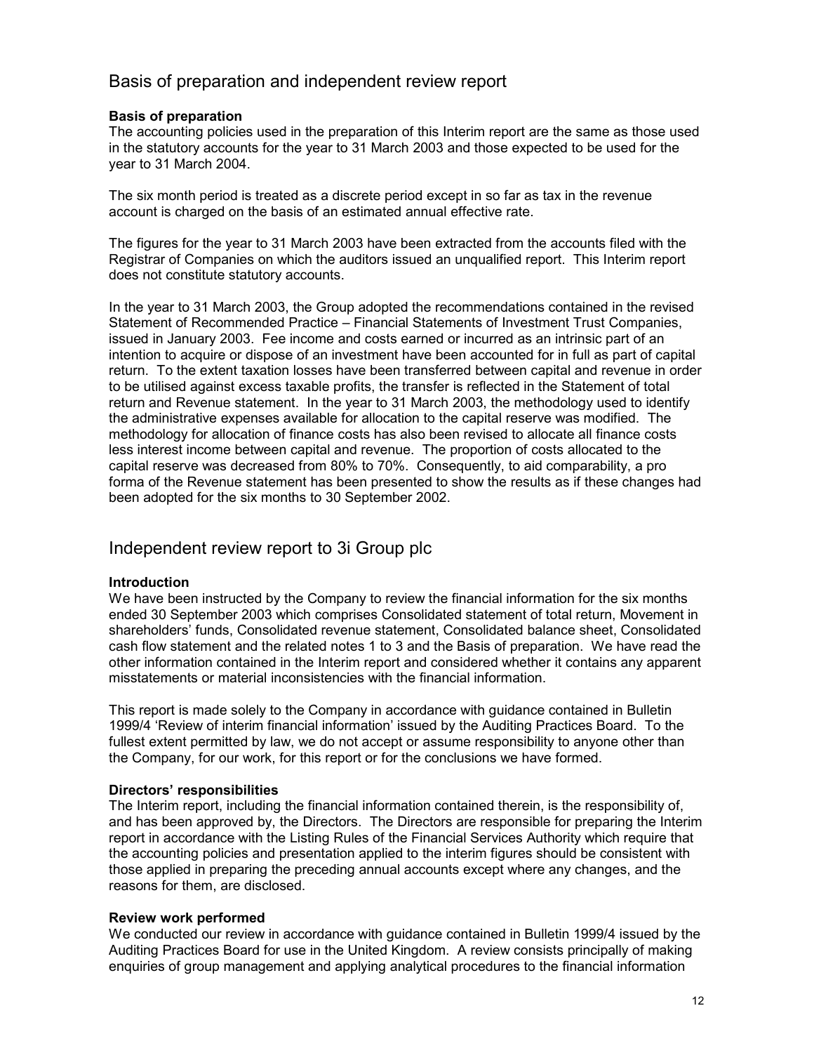## Basis of preparation and independent review report

**Basis of preparation**

The accounting policies used in the preparation of this Interim report are the same as those used in the statutory accounts for the year to 31 March 2003 and those expected to be used for the year to 31 March 2004.

The six month period is treated as a discrete period except in so far as tax in the revenue account is charged on the basis of an estimated annual effective rate.

The figures for the year to 31 March 2003 have been extracted from the accounts filed with the Registrar of Companies on which the auditors issued an unqualified report. This Interim report does not constitute statutory accounts.

In the year to 31 March 2003, the Group adopted the recommendations contained in the revised Statement of Recommended Practice – Financial Statements of Investment Trust Companies, issued in January 2003. Fee income and costs earned or incurred as an intrinsic part of an intention to acquire or dispose of an investment have been accounted for in full as part of capital return. To the extent taxation losses have been transferred between capital and revenue in order to be utilised against excess taxable profits, the transfer is reflected in the Statement of total return and Revenue statement. In the year to 31 March 2003, the methodology used to identify the administrative expenses available for allocation to the capital reserve was modified. The methodology for allocation of finance costs has also been revised to allocate all finance costs less interest income between capital and revenue. The proportion of costs allocated to the capital reserve was decreased from 80% to 70%. Consequently, to aid comparability, a pro forma of the Revenue statement has been presented to show the results as if these changes had been adopted for the six months to 30 September 2002.

## Independent review report to 3i Group plc

**Introduction**

We have been instructed by the Company to review the financial information for the six months ended 30 September 2003 which comprises Consolidated statement of total return, Movement in shareholders' funds, Consolidated revenue statement, Consolidated balance sheet, Consolidated cash flow statement and the related notes 1 to 3 and the Basis of preparation. We have read the other information contained in the Interim report and considered whether it contains any apparent misstatements or material inconsistencies with the financial information.

This report is made solely to the Company in accordance with guidance contained in Bulletin 1999/4 'Review of interim financial information' issued by the Auditing Practices Board. To the fullest extent permitted by law, we do not accept or assume responsibility to anyone other than the Company, for our work, for this report or for the conclusions we have formed.

**Directors' responsibilities**

The Interim report, including the financial information contained therein, is the responsibility of, and has been approved by, the Directors. The Directors are responsible for preparing the Interim report in accordance with the Listing Rules of the Financial Services Authority which require that the accounting policies and presentation applied to the interim figures should be consistent with those applied in preparing the preceding annual accounts except where any changes, and the reasons for them, are disclosed.

**Review work performed**

We conducted our review in accordance with guidance contained in Bulletin 1999/4 issued by the Auditing Practices Board for use in the United Kingdom. A review consists principally of making enquiries of group management and applying analytical procedures to the financial information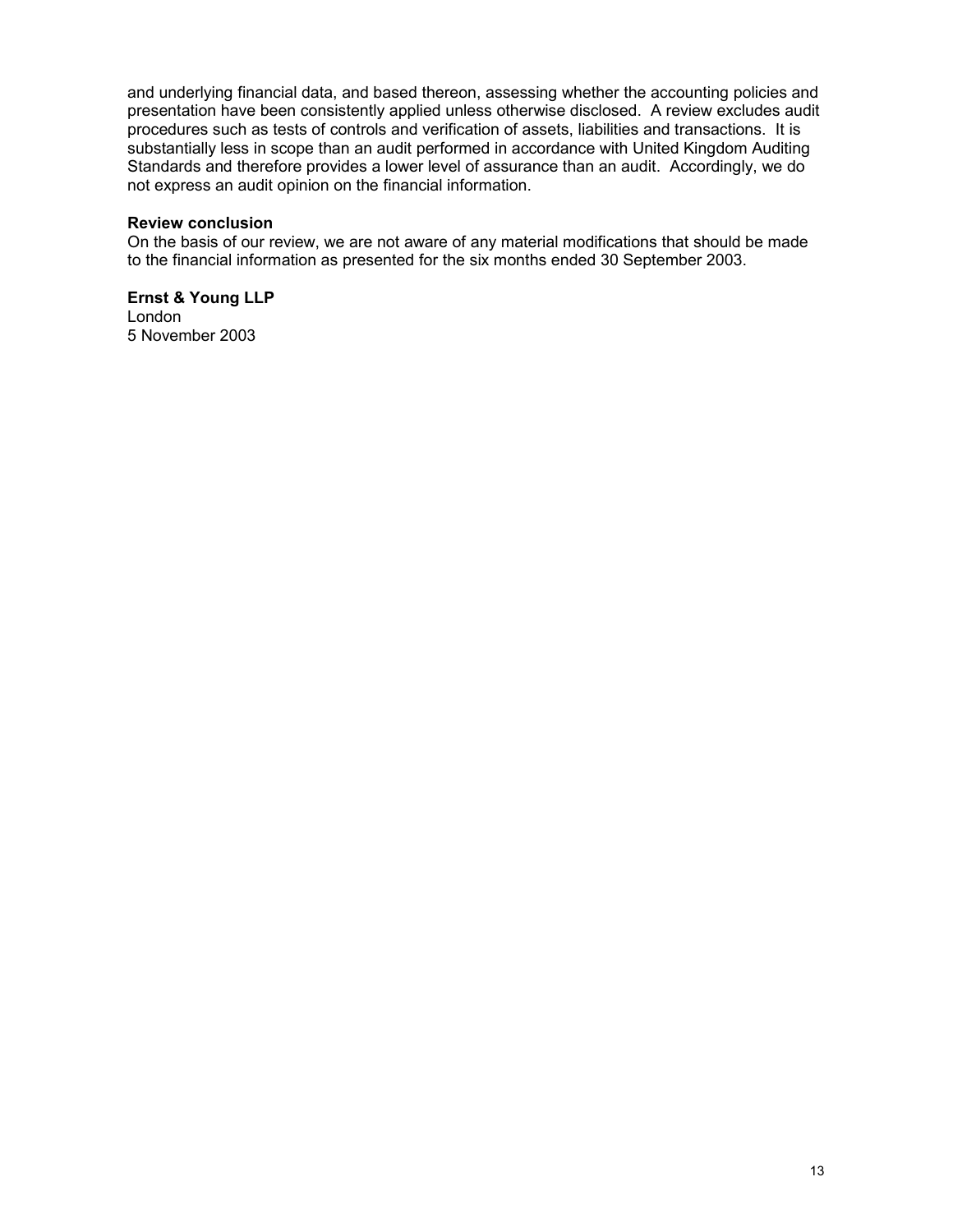and underlying financial data, and based thereon, assessing whether the accounting policies and presentation have been consistently applied unless otherwise disclosed. A review excludes audit procedures such as tests of controls and verification of assets, liabilities and transactions. It is substantially less in scope than an audit performed in accordance with United Kingdom Auditing Standards and therefore provides a lower level of assurance than an audit. Accordingly, we do not express an audit opinion on the financial information.

**Review conclusion**

On the basis of our review, we are not aware of any material modifications that should be made to the financial information as presented for the six months ended 30 September 2003.

**Ernst & Young LLP**
London
5 November 2003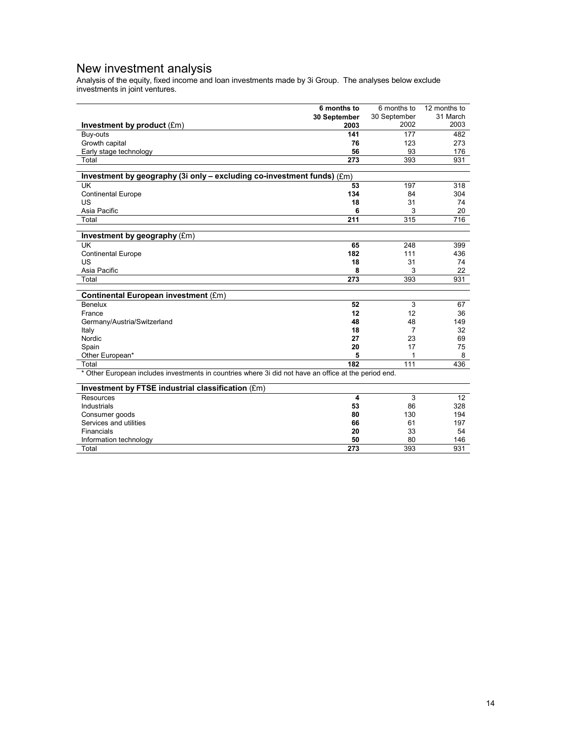# New investment analysis

Analysis of the equity, fixed income and loan investments made by 3i Group. The analyses below exclude investments in joint ventures.

| Investment by product (£m) | **6 months to 30 September 2003** | 6 months to 30 September 2002 | 12 months to 31 March 2003 |
|---|---|---|---|
| Buy-outs | **141** | 177 | 482 |
| Growth capital | **76** | 123 | 273 |
| Early stage technology | **56** | 93 | 176 |
| Total | **273** | 393 | 931 |

| Investment by geography (3i only – excluding co-investment funds) (£m) | | | |
|---|---|---|---|
| UK | **53** | 197 | 318 |
| Continental Europe | **134** | 84 | 304 |
| US | **18** | 31 | 74 |
| Asia Pacific | **6** | 3 | 20 |
| Total | **211** | 315 | 716 |

| Investment by geography (£m) | | | |
|---|---|---|---|
| UK | **65** | 248 | 399 |
| Continental Europe | **182** | 111 | 436 |
| US | **18** | 31 | 74 |
| Asia Pacific | **8** | 3 | 22 |
| Total | **273** | 393 | 931 |

| Continental European investment (£m) | | | |
|---|---|---|---|
| Benelux | **52** | 3 | 67 |
| France | **12** | 12 | 36 |
| Germany/Austria/Switzerland | **48** | 48 | 149 |
| Italy | **18** | 7 | 32 |
| Nordic | **27** | 23 | 69 |
| Spain | **20** | 17 | 75 |
| Other European* | **5** | 1 | 8 |
| Total | **182** | 111 | 436 |

* Other European includes investments in countries where 3i did not have an office at the period end.

| Investment by FTSE industrial classification (£m) | | | |
|---|---|---|---|
| Resources | **4** | 3 | 12 |
| Industrials | **53** | 86 | 328 |
| Consumer goods | **80** | 130 | 194 |
| Services and utilities | **66** | 61 | 197 |
| Financials | **20** | 33 | 54 |
| Information technology | **50** | 80 | 146 |
| Total | **273** | 393 | 931 |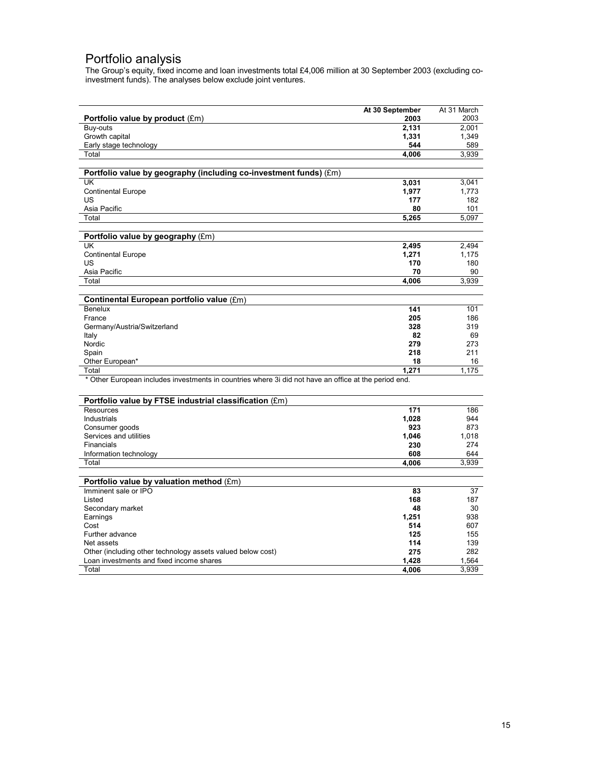# Portfolio analysis

The Group's equity, fixed income and loan investments total £4,006 million at 30 September 2003 (excluding co-investment funds). The analyses below exclude joint ventures.

| **Portfolio value by product** (£m) | **At 30 September 2003** | At 31 March 2003 |
|---|---|---|
| Buy-outs | **2,131** | 2,001 |
| Growth capital | **1,331** | 1,349 |
| Early stage technology | **544** | 589 |
| Total | **4,006** | 3,939 |

| **Portfolio value by geography (including co-investment funds)** (£m) | | |
|---|---|---|
| UK | **3,031** | 3,041 |
| Continental Europe | **1,977** | 1,773 |
| US | **177** | 182 |
| Asia Pacific | **80** | 101 |
| Total | **5,265** | 5,097 |

| **Portfolio value by geography** (£m) | | |
|---|---|---|
| UK | **2,495** | 2,494 |
| Continental Europe | **1,271** | 1,175 |
| US | **170** | 180 |
| Asia Pacific | **70** | 90 |
| Total | **4,006** | 3,939 |

| **Continental European portfolio value** (£m) | | |
|---|---|---|
| Benelux | **141** | 101 |
| France | **205** | 186 |
| Germany/Austria/Switzerland | **328** | 319 |
| Italy | **82** | 69 |
| Nordic | **279** | 273 |
| Spain | **218** | 211 |
| Other European* | **18** | 16 |
| Total | **1,271** | 1,175 |

* Other European includes investments in countries where 3i did not have an office at the period end.

| **Portfolio value by FTSE industrial classification** (£m) | | |
|---|---|---|
| Resources | **171** | 186 |
| Industrials | **1,028** | 944 |
| Consumer goods | **923** | 873 |
| Services and utilities | **1,046** | 1,018 |
| Financials | **230** | 274 |
| Information technology | **608** | 644 |
| Total | **4,006** | 3,939 |

| **Portfolio value by valuation method** (£m) | | |
|---|---|---|
| Imminent sale or IPO | **83** | 37 |
| Listed | **168** | 187 |
| Secondary market | **48** | 30 |
| Earnings | **1,251** | 938 |
| Cost | **514** | 607 |
| Further advance | **125** | 155 |
| Net assets | **114** | 139 |
| Other (including other technology assets valued below cost) | **275** | 282 |
| Loan investments and fixed income shares | **1,428** | 1,564 |
| Total | **4,006** | 3,939 |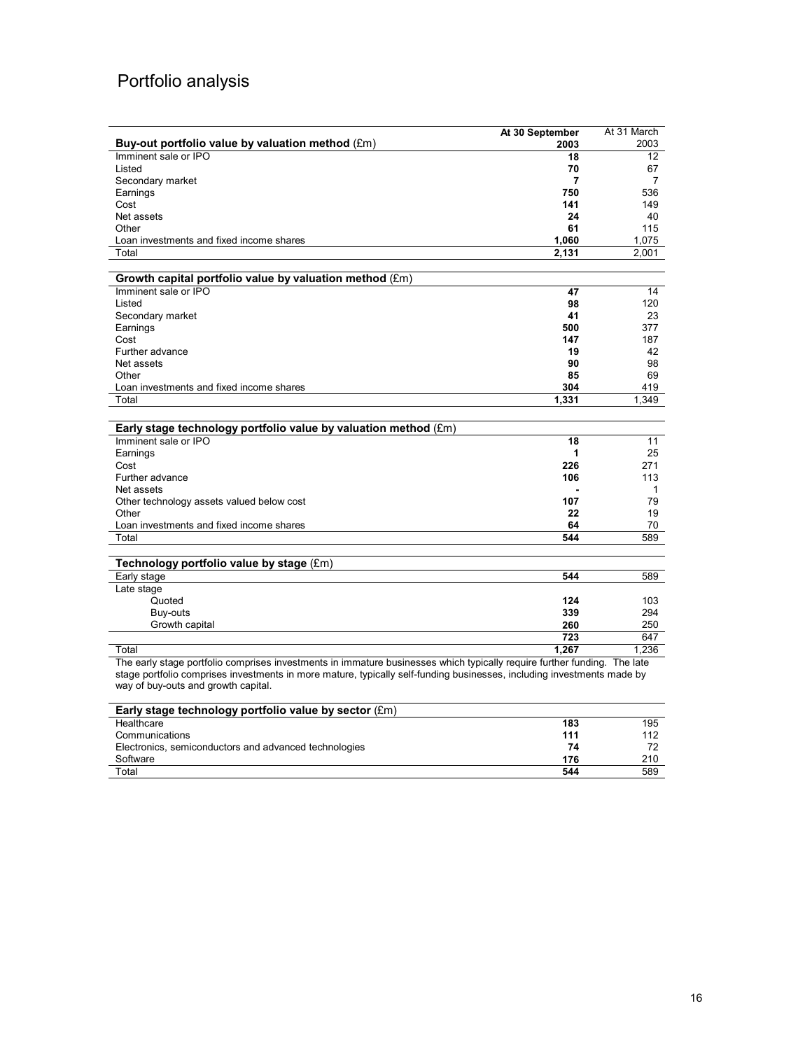# Portfolio analysis

| Buy-out portfolio value by valuation method (£m) | At 30 September 2003 | At 31 March 2003 |
|---|---|---|
| Imminent sale or IPO | **18** | 12 |
| Listed | **70** | 67 |
| Secondary market | **7** | 7 |
| Earnings | **750** | 536 |
| Cost | **141** | 149 |
| Net assets | **24** | 40 |
| Other | **61** | 115 |
| Loan investments and fixed income shares | **1,060** | 1,075 |
| Total | **2,131** | 2,001 |

| Growth capital portfolio value by valuation method (£m) | At 30 September 2003 | At 31 March 2003 |
|---|---|---|
| Imminent sale or IPO | **47** | 14 |
| Listed | **98** | 120 |
| Secondary market | **41** | 23 |
| Earnings | **500** | 377 |
| Cost | **147** | 187 |
| Further advance | **19** | 42 |
| Net assets | **90** | 98 |
| Other | **85** | 69 |
| Loan investments and fixed income shares | **304** | 419 |
| Total | **1,331** | 1,349 |

| Early stage technology portfolio value by valuation method (£m) | At 30 September 2003 | At 31 March 2003 |
|---|---|---|
| Imminent sale or IPO | **18** | 11 |
| Earnings | **1** | 25 |
| Cost | **226** | 271 |
| Further advance | **106** | 113 |
| Net assets | **-** | 1 |
| Other technology assets valued below cost | **107** | 79 |
| Other | **22** | 19 |
| Loan investments and fixed income shares | **64** | 70 |
| Total | **544** | 589 |

| Technology portfolio value by stage (£m) | At 30 September 2003 | At 31 March 2003 |
|---|---|---|
| Early stage | **544** | 589 |
| Late stage | | |
| Quoted | **124** | 103 |
| Buy-outs | **339** | 294 |
| Growth capital | **260** | 250 |
| | **723** | 647 |
| Total | **1,267** | 1,236 |

The early stage portfolio comprises investments in immature businesses which typically require further funding. The late stage portfolio comprises investments in more mature, typically self-funding businesses, including investments made by way of buy-outs and growth capital.

| Early stage technology portfolio value by sector (£m) | At 30 September 2003 | At 31 March 2003 |
|---|---|---|
| Healthcare | **183** | 195 |
| Communications | **111** | 112 |
| Electronics, semiconductors and advanced technologies | **74** | 72 |
| Software | **176** | 210 |
| Total | **544** | 589 |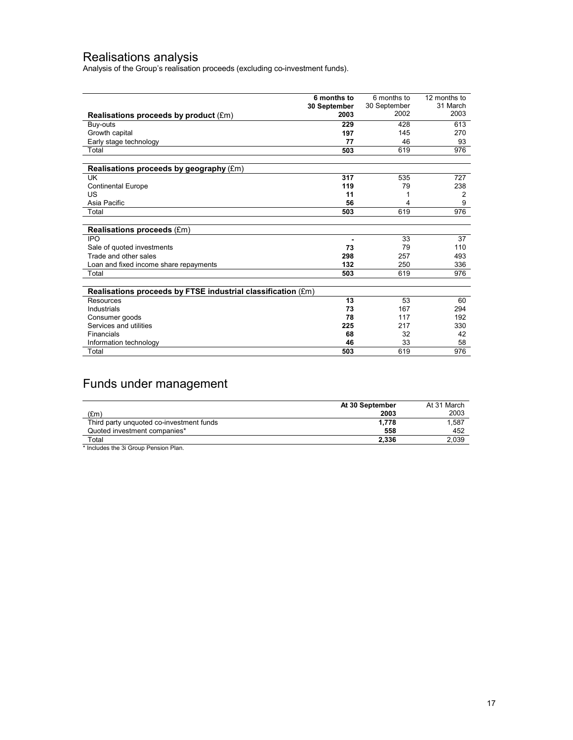# Realisations analysis

Analysis of the Group's realisation proceeds (excluding co-investment funds).

| Realisations proceeds by product (£m) | 6 months to 30 September 2003 | 6 months to 30 September 2002 | 12 months to 31 March 2003 |
|---|---|---|---|
| Buy-outs | 229 | 428 | 613 |
| Growth capital | 197 | 145 | 270 |
| Early stage technology | 77 | 46 | 93 |
| Total | 503 | 619 | 976 |
| **Realisations proceeds by geography (£m)** | | | |
| UK | 317 | 535 | 727 |
| Continental Europe | 119 | 79 | 238 |
| US | 11 | 1 | 2 |
| Asia Pacific | 56 | 4 | 9 |
| Total | 503 | 619 | 976 |
| **Realisations proceeds (£m)** | | | |
| IPO | - | 33 | 37 |
| Sale of quoted investments | 73 | 79 | 110 |
| Trade and other sales | 298 | 257 | 493 |
| Loan and fixed income share repayments | 132 | 250 | 336 |
| Total | 503 | 619 | 976 |
| **Realisations proceeds by FTSE industrial classification (£m)** | | | |
| Resources | 13 | 53 | 60 |
| Industrials | 73 | 167 | 294 |
| Consumer goods | 78 | 117 | 192 |
| Services and utilities | 225 | 217 | 330 |
| Financials | 68 | 32 | 42 |
| Information technology | 46 | 33 | 58 |
| Total | 503 | 619 | 976 |

# Funds under management

| (£m) | At 30 September 2003 | At 31 March 2003 |
|---|---|---|
| Third party unquoted co-investment funds | 1,778 | 1,587 |
| Quoted investment companies* | 558 | 452 |
| Total | 2,336 | 2,039 |

* Includes the 3i Group Pension Plan.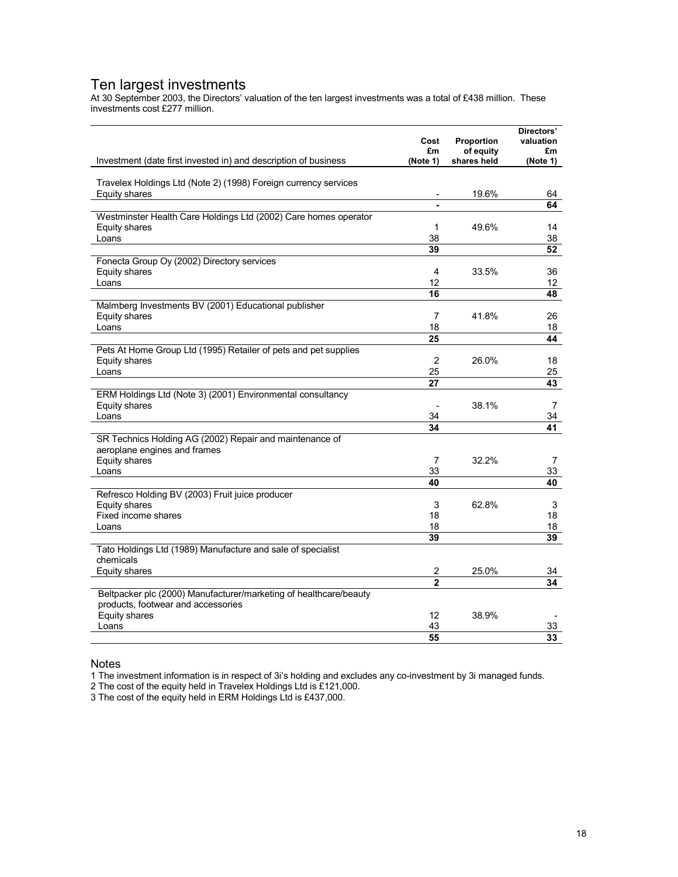# Ten largest investments

At 30 September 2003, the Directors' valuation of the ten largest investments was a total of £438 million. These investments cost £277 million.

| Investment (date first invested in) and description of business | Cost £m (Note 1) | Proportion of equity shares held | Directors' valuation £m (Note 1) |
|---|---|---|---|
| Travelex Holdings Ltd (Note 2) (1998) Foreign currency services | | | |
| Equity shares | - | 19.6% | 64 |
| | **-** | | **64** |
| Westminster Health Care Holdings Ltd (2002) Care homes operator | | | |
| Equity shares | 1 | 49.6% | 14 |
| Loans | 38 | | 38 |
| | **39** | | **52** |
| Fonecta Group Oy (2002) Directory services | | | |
| Equity shares | 4 | 33.5% | 36 |
| Loans | 12 | | 12 |
| | **16** | | **48** |
| Malmberg Investments BV (2001) Educational publisher | | | |
| Equity shares | 7 | 41.8% | 26 |
| Loans | 18 | | 18 |
| | **25** | | **44** |
| Pets At Home Group Ltd (1995) Retailer of pets and pet supplies | | | |
| Equity shares | 2 | 26.0% | 18 |
| Loans | 25 | | 25 |
| | **27** | | **43** |
| ERM Holdings Ltd (Note 3) (2001) Environmental consultancy | | | |
| Equity shares | - | 38.1% | 7 |
| Loans | 34 | | 34 |
| | **34** | | **41** |
| SR Technics Holding AG (2002) Repair and maintenance of aeroplane engines and frames | | | |
| Equity shares | 7 | 32.2% | 7 |
| Loans | 33 | | 33 |
| | **40** | | **40** |
| Refresco Holding BV (2003) Fruit juice producer | | | |
| Equity shares | 3 | 62.8% | 3 |
| Fixed income shares | 18 | | 18 |
| Loans | 18 | | 18 |
| | **39** | | **39** |
| Tato Holdings Ltd (1989) Manufacture and sale of specialist chemicals | | | |
| Equity shares | 2 | 25.0% | 34 |
| | **2** | | **34** |
| Beltpacker plc (2000) Manufacturer/marketing of healthcare/beauty products, footwear and accessories | | | |
| Equity shares | 12 | 38.9% | - |
| Loans | 43 | | 33 |
| | **55** | | **33** |

## Notes

1 The investment information is in respect of 3i's holding and excludes any co-investment by 3i managed funds.
2 The cost of the equity held in Travelex Holdings Ltd is £121,000.
3 The cost of the equity held in ERM Holdings Ltd is £437,000.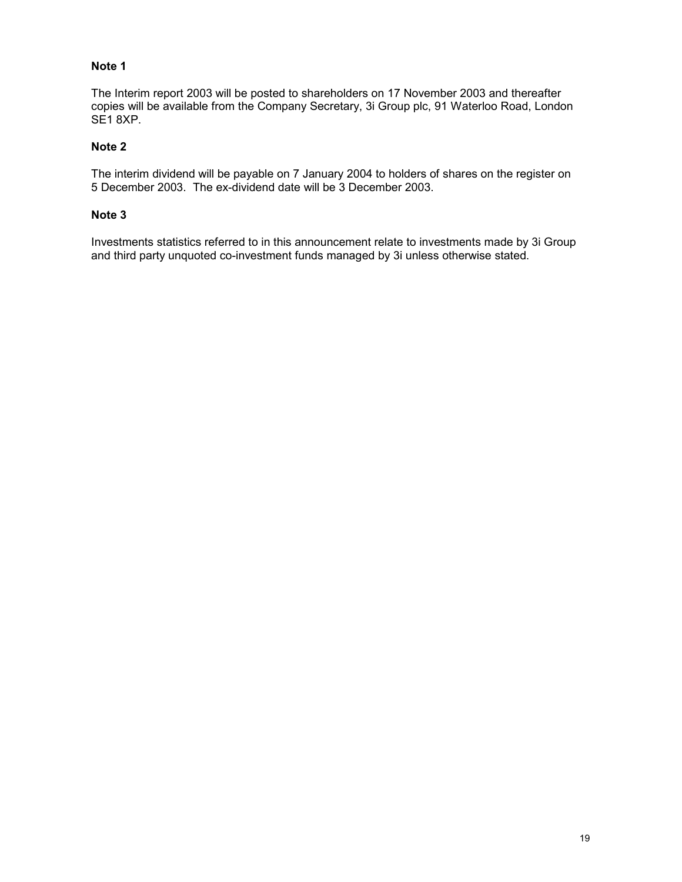**Note 1**

The Interim report 2003 will be posted to shareholders on 17 November 2003 and thereafter copies will be available from the Company Secretary, 3i Group plc, 91 Waterloo Road, London SE1 8XP.

**Note 2**

The interim dividend will be payable on 7 January 2004 to holders of shares on the register on 5 December 2003. The ex-dividend date will be 3 December 2003.

**Note 3**

Investments statistics referred to in this announcement relate to investments made by 3i Group and third party unquoted co-investment funds managed by 3i unless otherwise stated.